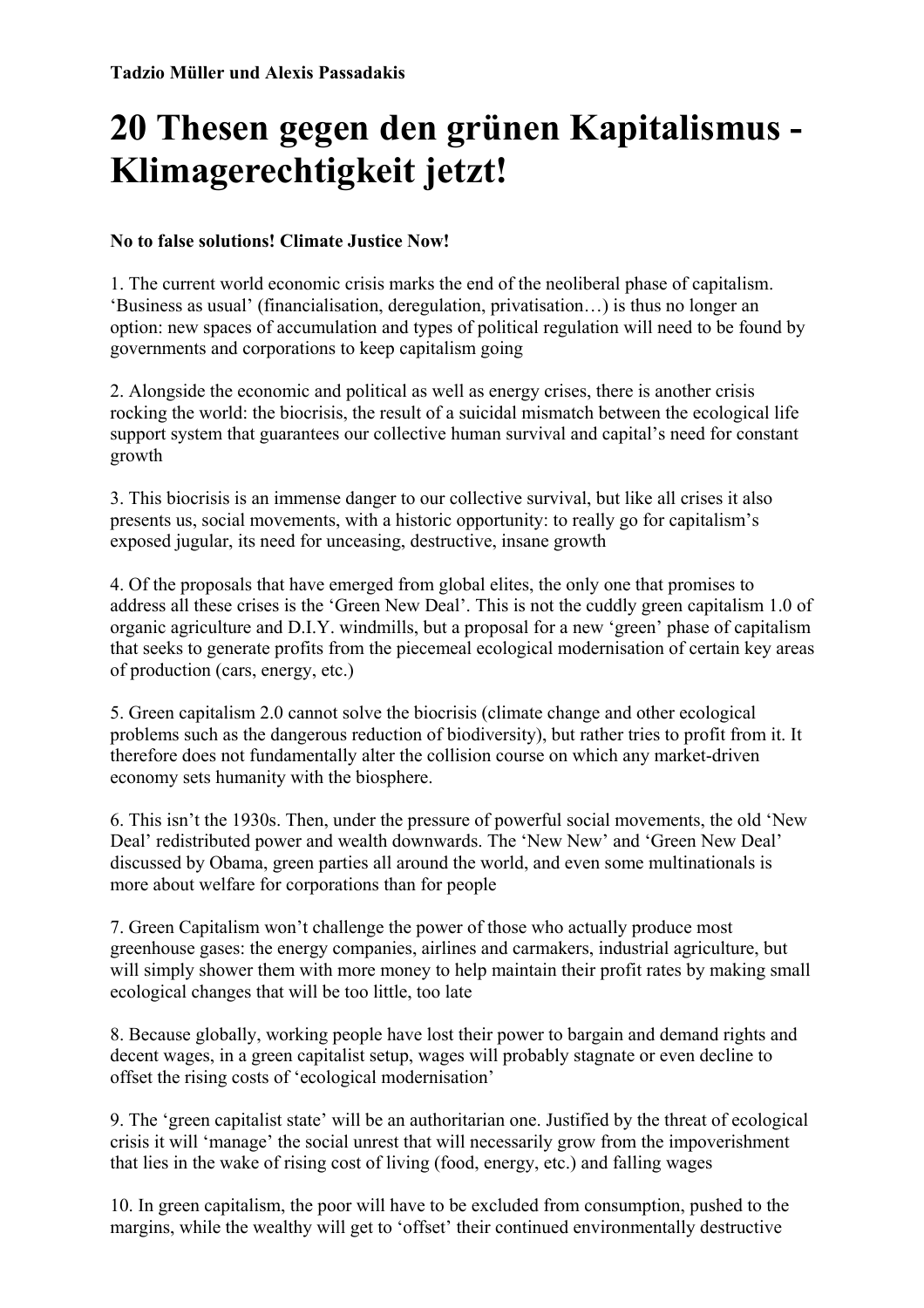**Tadzio Müller und Alexis Passadakis**

# 20 Thesen gegen den grünen Kapitalismus - Klimagerechtigkeit jetzt!

**No to false solutions! Climate Justice Now!**

1. The current world economic crisis marks the end of the neoliberal phase of capitalism. 'Business as usual' (financialisation, deregulation, privatisation…) is thus no longer an option: new spaces of accumulation and types of political regulation will need to be found by governments and corporations to keep capitalism going

2. Alongside the economic and political as well as energy crises, there is another crisis rocking the world: the biocrisis, the result of a suicidal mismatch between the ecological life support system that guarantees our collective human survival and capital's need for constant growth

3. This biocrisis is an immense danger to our collective survival, but like all crises it also presents us, social movements, with a historic opportunity: to really go for capitalism's exposed jugular, its need for unceasing, destructive, insane growth

4. Of the proposals that have emerged from global elites, the only one that promises to address all these crises is the 'Green New Deal'. This is not the cuddly green capitalism 1.0 of organic agriculture and D.I.Y. windmills, but a proposal for a new 'green' phase of capitalism that seeks to generate profits from the piecemeal ecological modernisation of certain key areas of production (cars, energy, etc.)

5. Green capitalism 2.0 cannot solve the biocrisis (climate change and other ecological problems such as the dangerous reduction of biodiversity), but rather tries to profit from it. It therefore does not fundamentally alter the collision course on which any market-driven economy sets humanity with the biosphere.

6. This isn't the 1930s. Then, under the pressure of powerful social movements, the old 'New Deal' redistributed power and wealth downwards. The 'New New' and 'Green New Deal' discussed by Obama, green parties all around the world, and even some multinationals is more about welfare for corporations than for people

7. Green Capitalism won't challenge the power of those who actually produce most greenhouse gases: the energy companies, airlines and carmakers, industrial agriculture, but will simply shower them with more money to help maintain their profit rates by making small ecological changes that will be too little, too late

8. Because globally, working people have lost their power to bargain and demand rights and decent wages, in a green capitalist setup, wages will probably stagnate or even decline to offset the rising costs of 'ecological modernisation'

9. The 'green capitalist state' will be an authoritarian one. Justified by the threat of ecological crisis it will 'manage' the social unrest that will necessarily grow from the impoverishment that lies in the wake of rising cost of living (food, energy, etc.) and falling wages

10. In green capitalism, the poor will have to be excluded from consumption, pushed to the margins, while the wealthy will get to 'offset' their continued environmentally destructive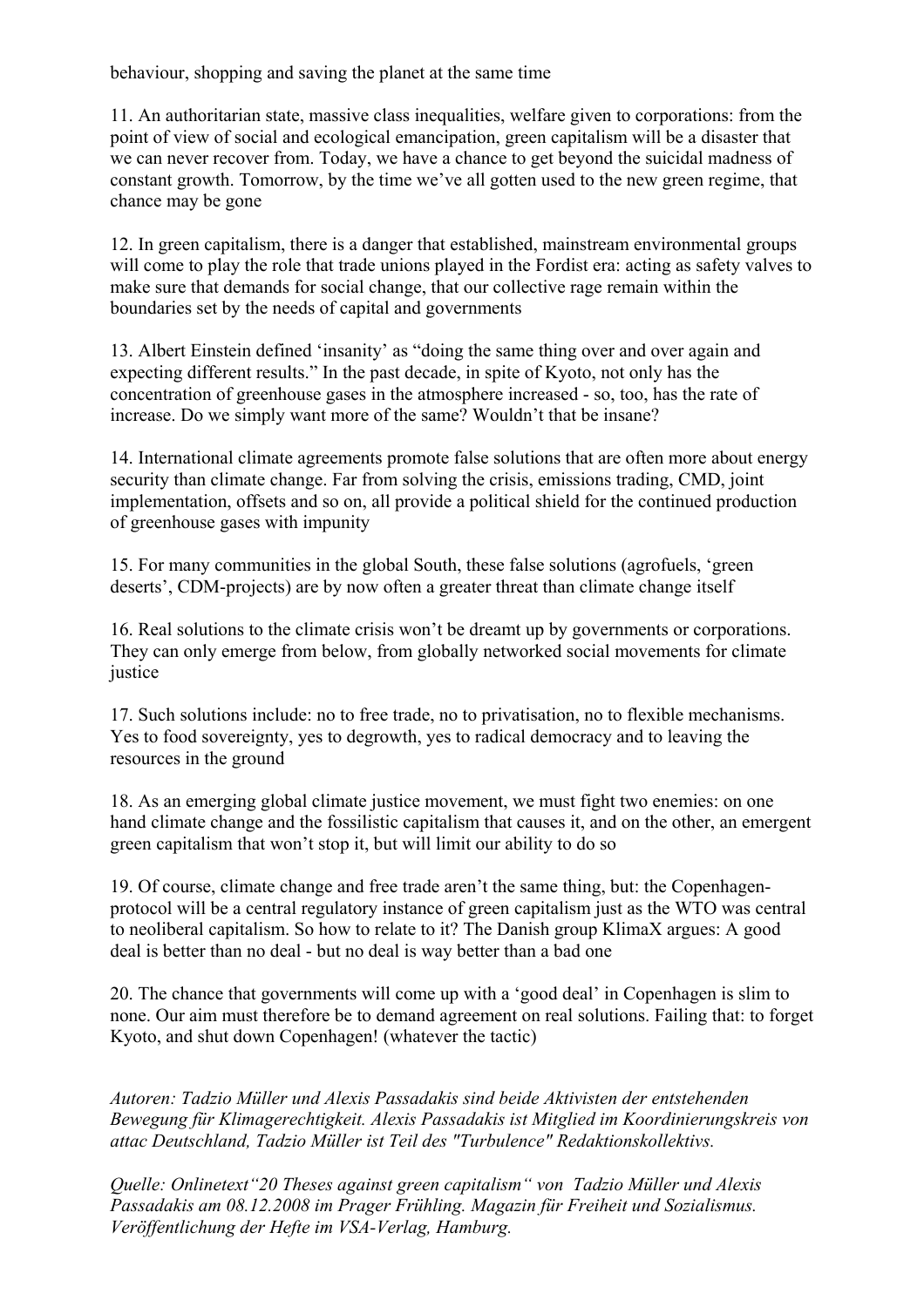behaviour, shopping and saving the planet at the same time

11. An authoritarian state, massive class inequalities, welfare given to corporations: from the point of view of social and ecological emancipation, green capitalism will be a disaster that we can never recover from. Today, we have a chance to get beyond the suicidal madness of constant growth. Tomorrow, by the time we've all gotten used to the new green regime, that chance may be gone

12. In green capitalism, there is a danger that established, mainstream environmental groups will come to play the role that trade unions played in the Fordist era: acting as safety valves to make sure that demands for social change, that our collective rage remain within the boundaries set by the needs of capital and governments

13. Albert Einstein defined 'insanity' as "doing the same thing over and over again and expecting different results." In the past decade, in spite of Kyoto, not only has the concentration of greenhouse gases in the atmosphere increased - so, too, has the rate of increase. Do we simply want more of the same? Wouldn't that be insane?

14. International climate agreements promote false solutions that are often more about energy security than climate change. Far from solving the crisis, emissions trading, CMD, joint implementation, offsets and so on, all provide a political shield for the continued production of greenhouse gases with impunity

15. For many communities in the global South, these false solutions (agrofuels, 'green deserts', CDM-projects) are by now often a greater threat than climate change itself

16. Real solutions to the climate crisis won't be dreamt up by governments or corporations. They can only emerge from below, from globally networked social movements for climate justice

17. Such solutions include: no to free trade, no to privatisation, no to flexible mechanisms. Yes to food sovereignty, yes to degrowth, yes to radical democracy and to leaving the resources in the ground

18. As an emerging global climate justice movement, we must fight two enemies: on one hand climate change and the fossilistic capitalism that causes it, and on the other, an emergent green capitalism that won't stop it, but will limit our ability to do so

19. Of course, climate change and free trade aren't the same thing, but: the Copenhagen-protocol will be a central regulatory instance of green capitalism just as the WTO was central to neoliberal capitalism. So how to relate to it? The Danish group KlimaX argues: A good deal is better than no deal - but no deal is way better than a bad one

20. The chance that governments will come up with a 'good deal' in Copenhagen is slim to none. Our aim must therefore be to demand agreement on real solutions. Failing that: to forget Kyoto, and shut down Copenhagen! (whatever the tactic)

*Autoren: Tadzio Müller und Alexis Passadakis sind beide Aktivisten der entstehenden Bewegung für Klimagerechtigkeit. Alexis Passadakis ist Mitglied im Koordinierungskreis von attac Deutschland, Tadzio Müller ist Teil des "Turbulence" Redaktionskollektivs.*

*Quelle: Onlinetext"20 Theses against green capitalism" von Tadzio Müller und Alexis Passadakis am 08.12.2008 im Prager Frühling. Magazin für Freiheit und Sozialismus. Veröffentlichung der Hefte im VSA-Verlag, Hamburg.*